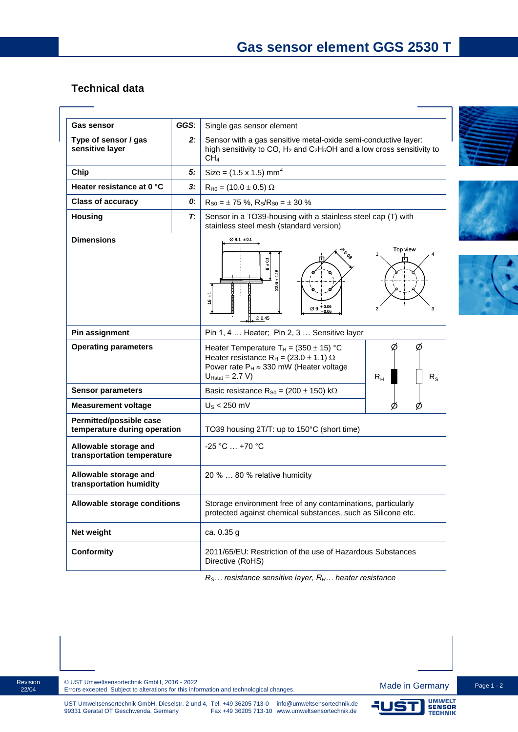# Gas sensor element GGS 2530 T

## Technical data

| | | |
|---|---|---|
| **Gas sensor** | ***GGS***: | Single gas sensor element |
| **Type of sensor / gas sensitive layer** | ***2***: | Sensor with a gas sensitive metal-oxide semi-conductive layer: high sensitivity to CO, $H_2$ and $C_2H_5OH$ and a low cross sensitivity to $CH_4$ |
| **Chip** | ***5:*** | Size = (1.5 x 1.5) mm² |
| **Heater resistance at 0 °C** | ***3:*** | $R_{H0}$ = (10.0 ± 0.5) Ω |
| **Class of accuracy** | ***0***: | $R_{S0}$ = ± 75 %, $R_S/R_{S0}$ = ± 30 % |
| **Housing** | ***T***: | Sensor in a TO39-housing with a stainless steel cap (T) with stainless steel mesh (standard version) |
| **Dimensions** | | Ø 8.1 ±0.1; 6 ±0.1; 22.6 ±1.15; 16 ±1; Ø 0.45; Ø 5.08; Ø 9 +0.06/−0.05; Top view: pins 1, 2, 3, 4 |
| **Pin assignment** | | Pin 1, 4 … Heater; Pin 2, 3 … Sensitive layer |
| **Operating parameters** | | Heater Temperature $T_H$ = (350 ± 15) °C<br>Heater resistance $R_H$ = (23.0 ± 1.1) Ω<br>Power rate $P_H$ ≈ 330 mW (Heater voltage $U_{Hstat}$ = 2.7 V) |
| **Sensor parameters** | | Basic resistance $R_{S0}$ = (200 ± 150) kΩ |
| **Measurement voltage** | | $U_S$ < 250 mV |
| **Permitted/possible case temperature during operation** | | TO39 housing 2T/T: up to 150°C (short time) |
| **Allowable storage and transportation temperature** | | -25 °C … +70 °C |
| **Allowable storage and transportation humidity** | | 20 % … 80 % relative humidity |
| **Allowable storage conditions** | | Storage environment free of any contaminations, particularly protected against chemical substances, such as Silicone etc. |
| **Net weight** | | ca. 0.35 g |
| **Conformity** | | 2011/65/EU: Restriction of the use of Hazardous Substances Directive (RoHS) |

*$R_S$… resistance sensitive layer, $R_H$… heater resistance*

Revision 22/04

© UST Umweltsensortechnik GmbH, 2016 - 2022
Errors excepted. Subject to alterations for this information and technological changes.

Made in Germany

UST Umweltsensortechnik GmbH, Dieselstr. 2 und 4, 99331 Geratal OT Geschwenda, Germany
Tel. +49 36205 713-0, Fax +49 36205 713-10
info@umweltsensortechnik.de, www.umweltsensortechnik.de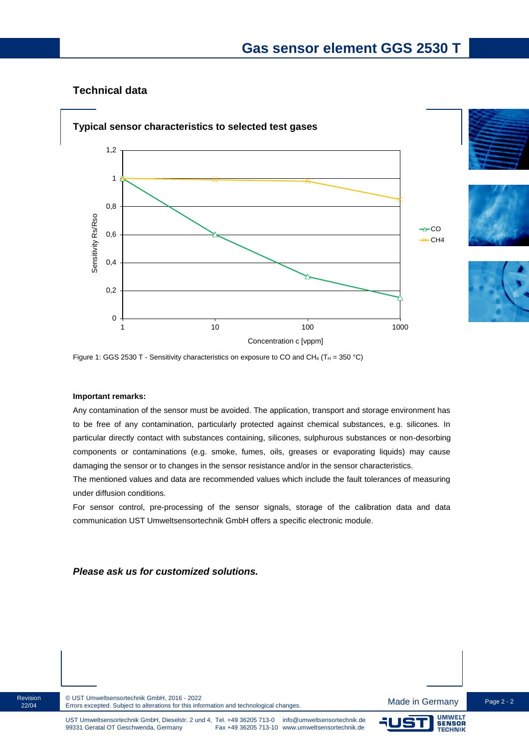# Gas sensor element GGS 2530 T

## Technical data

### Typical sensor characteristics to selected test gases

1,2
1
0,8
0,6
0,4
0,2
0
Sensitivity Rs/Rso
1
10
100
1000
Concentration c [vppm]
CO
CH4

Figure 1: GGS 2530 T - Sensitivity characteristics on exposure to CO and $CH_4$ ($T_H$ = 350 °C)

**Important remarks:**

Any contamination of the sensor must be avoided. The application, transport and storage environment has to be free of any contamination, particularly protected against chemical substances, e.g. silicones. In particular directly contact with substances containing, silicones, sulphurous substances or non-desorbing components or contaminations (e.g. smoke, fumes, oils, greases or evaporating liquids) may cause damaging the sensor or to changes in the sensor resistance and/or in the sensor characteristics.

The mentioned values and data are recommended values which include the fault tolerances of measuring under diffusion conditions.

For sensor control, pre-processing of the sensor signals, storage of the calibration data and data communication UST Umweltsensortechnik GmbH offers a specific electronic module.

***Please ask us for customized solutions.***

Revision 22/04

© UST Umweltsensortechnik GmbH, 2016 - 2022
Errors excepted. Subject to alterations for this information and technological changes.

Made in Germany

UST Umweltsensortechnik GmbH, Dieselstr. 2 und 4, 99331 Geratal OT Geschwenda, Germany
Tel. +49 36205 713-0 Fax +49 36205 713-10
info@umweltsensortechnik.de www.umweltsensortechnik.de